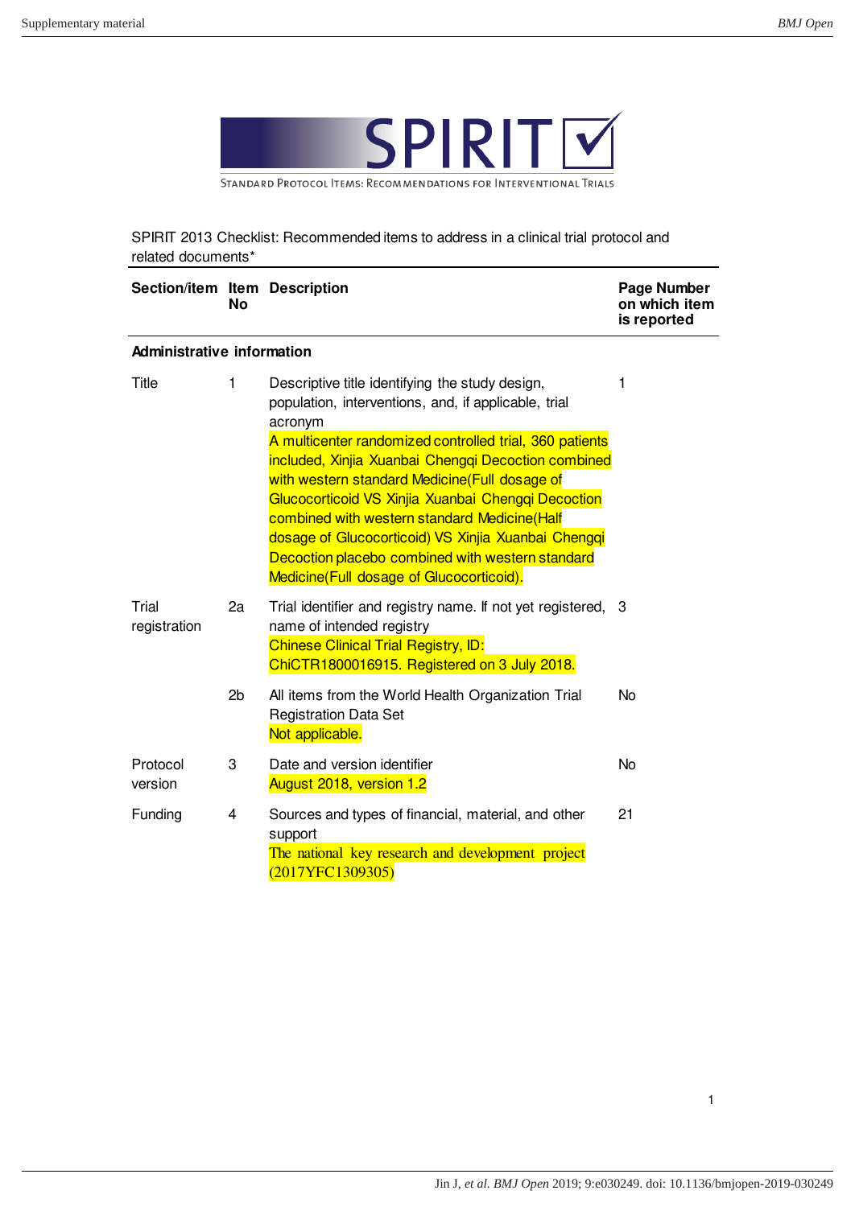# SPIRIT

STANDARD PROTOCOL ITEMS: RECOMMENDATIONS FOR INTERVENTIONAL TRIALS

SPIRIT 2013 Checklist: Recommended items to address in a clinical trial protocol and related documents*

| Section/item | Item No | Description | Page Number on which item is reported |
|---|---|---|---|
| **Administrative information** | | | |
| Title | 1 | Descriptive title identifying the study design, population, interventions, and, if applicable, trial acronym<br>A multicenter randomized controlled trial, 360 patients included, Xinjia Xuanbai Chengqi Decoction combined with western standard Medicine(Full dosage of Glucocorticoid VS Xinjia Xuanbai Chengqi Decoction combined with western standard Medicine(Half dosage of Glucocorticoid) VS Xinjia Xuanbai Chengqi Decoction placebo combined with western standard Medicine(Full dosage of Glucocorticoid). | 1 |
| Trial registration | 2a | Trial identifier and registry name. If not yet registered, name of intended registry<br>Chinese Clinical Trial Registry, ID: ChiCTR1800016915. Registered on 3 July 2018. | 3 |
| | 2b | All items from the World Health Organization Trial Registration Data Set<br>Not applicable. | No |
| Protocol version | 3 | Date and version identifier<br>August 2018, version 1.2 | No |
| Funding | 4 | Sources and types of financial, material, and other support<br>The national key research and development project (2017YFC1309305) | 21 |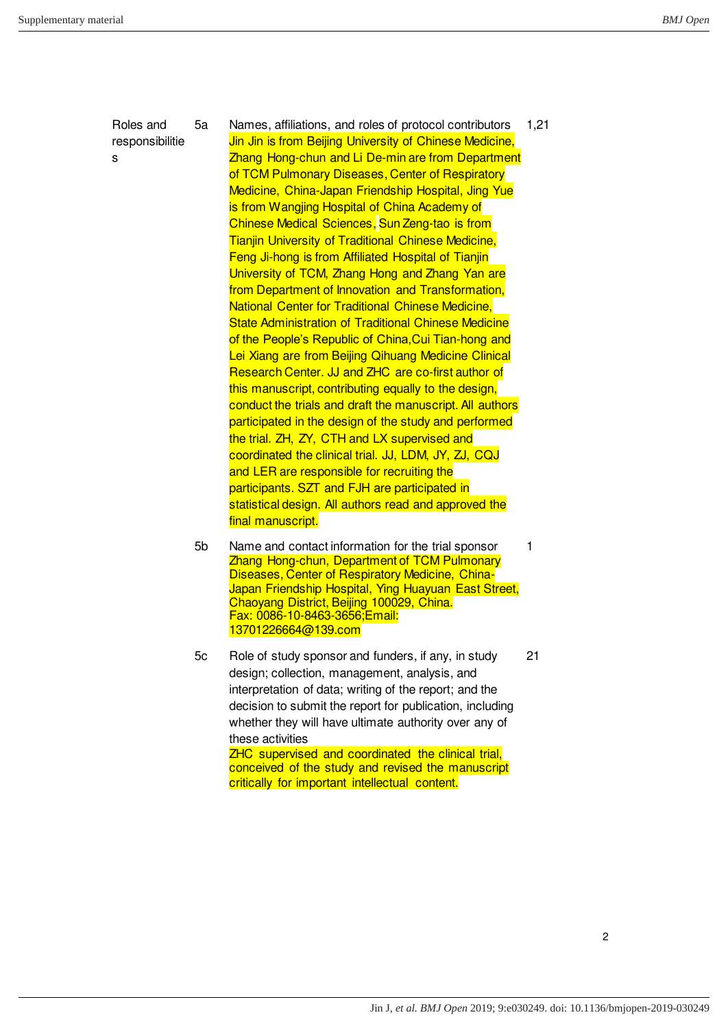| | | | |
|---|---|---|---|
| Roles and responsibilitie s | 5a | Names, affiliations, and roles of protocol contributors Jin Jin is from Beijing University of Chinese Medicine, Zhang Hong-chun and Li De-min are from Department of TCM Pulmonary Diseases, Center of Respiratory Medicine, China-Japan Friendship Hospital, Jing Yue is from Wangjing Hospital of China Academy of Chinese Medical Sciences, Sun Zeng-tao is from Tianjin University of Traditional Chinese Medicine, Feng Ji-hong is from Affiliated Hospital of Tianjin University of TCM, Zhang Hong and Zhang Yan are from Department of Innovation and Transformation, National Center for Traditional Chinese Medicine, State Administration of Traditional Chinese Medicine of the People's Republic of China,Cui Tian-hong and Lei Xiang are from Beijing Qihuang Medicine Clinical Research Center. JJ and ZHC are co-first author of this manuscript, contributing equally to the design, conduct the trials and draft the manuscript. All authors participated in the design of the study and performed the trial. ZH, ZY, CTH and LX supervised and coordinated the clinical trial. JJ, LDM, JY, ZJ, CQJ and LER are responsible for recruiting the participants. SZT and FJH are participated in statistical design. All authors read and approved the final manuscript. | 1,21 |
| | 5b | Name and contact information for the trial sponsor Zhang Hong-chun, Department of TCM Pulmonary Diseases, Center of Respiratory Medicine, China-Japan Friendship Hospital, Ying Huayuan East Street, Chaoyang District, Beijing 100029, China. Fax: 0086-10-8463-3656;Email: 13701226664@139.com | 1 |
| | 5c | Role of study sponsor and funders, if any, in study design; collection, management, analysis, and interpretation of data; writing of the report; and the decision to submit the report for publication, including whether they will have ultimate authority over any of these activities ZHC supervised and coordinated the clinical trial, conceived of the study and revised the manuscript critically for important intellectual content. | 21 |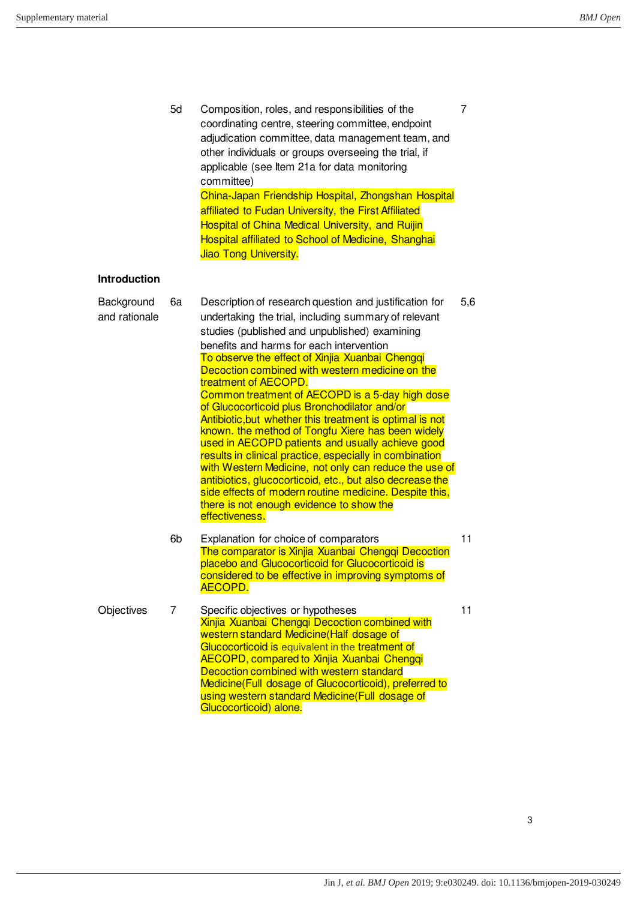| | | | |
|---|---|---|---|
| | 5d | Composition, roles, and responsibilities of the coordinating centre, steering committee, endpoint adjudication committee, data management team, and other individuals or groups overseeing the trial, if applicable (see Item 21a for data monitoring committee)<br>China-Japan Friendship Hospital, Zhongshan Hospital affiliated to Fudan University, the First Affiliated Hospital of China Medical University, and Ruijin Hospital affiliated to School of Medicine, Shanghai Jiao Tong University. | 7 |
| **Introduction** | | | |
| Background and rationale | 6a | Description of research question and justification for undertaking the trial, including summary of relevant studies (published and unpublished) examining benefits and harms for each intervention<br>To observe the effect of Xinjia Xuanbai Chengqi Decoction combined with western medicine on the treatment of AECOPD.<br>Common treatment of AECOPD is a 5-day high dose of Glucocorticoid plus Bronchodilator and/or Antibiotic,but whether this treatment is optimal is not known. the method of Tongfu Xiere has been widely used in AECOPD patients and usually achieve good results in clinical practice, especially in combination with Western Medicine, not only can reduce the use of antibiotics, glucocorticoid, etc., but also decrease the side effects of modern routine medicine. Despite this, there is not enough evidence to show the effectiveness. | 5,6 |
| | 6b | Explanation for choice of comparators<br>The comparator is Xinjia Xuanbai Chengqi Decoction placebo and Glucocorticoid for Glucocorticoid is considered to be effective in improving symptoms of AECOPD. | 11 |
| Objectives | 7 | Specific objectives or hypotheses<br>Xinjia Xuanbai Chengqi Decoction combined with western standard Medicine(Half dosage of Glucocorticoid is equivalent in the treatment of AECOPD, compared to Xinjia Xuanbai Chengqi Decoction combined with western standard Medicine(Full dosage of Glucocorticoid), preferred to using western standard Medicine(Full dosage of Glucocorticoid) alone. | 11 |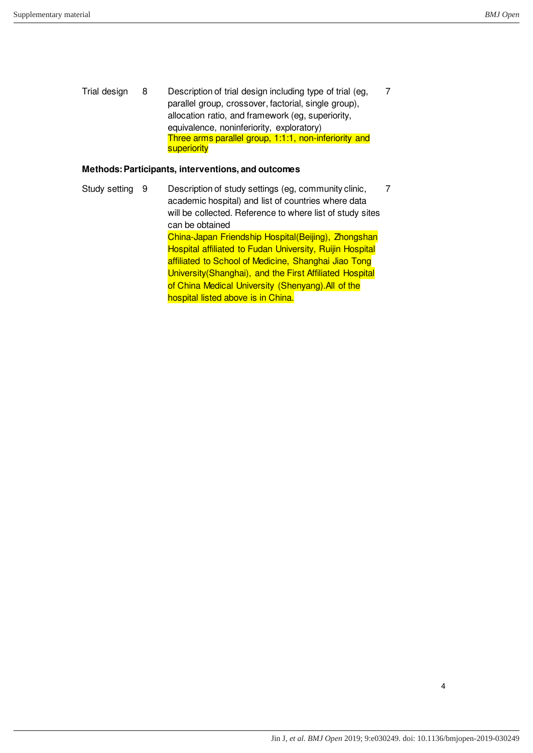| | | | |
|---|---|---|---|
| Trial design | 8 | Description of trial design including type of trial (eg, parallel group, crossover, factorial, single group), allocation ratio, and framework (eg, superiority, equivalence, noninferiority, exploratory)<br>Three arms parallel group, 1:1:1, non-inferiority and superiority | 7 |

**Methods: Participants, interventions, and outcomes**

| | | | |
|---|---|---|---|
| Study setting | 9 | Description of study settings (eg, community clinic, academic hospital) and list of countries where data will be collected. Reference to where list of study sites can be obtained<br>China-Japan Friendship Hospital(Beijing), Zhongshan Hospital affiliated to Fudan University, Ruijin Hospital affiliated to School of Medicine, Shanghai Jiao Tong University(Shanghai), and the First Affiliated Hospital of China Medical University (Shenyang).All of the hospital listed above is in China. | 7 |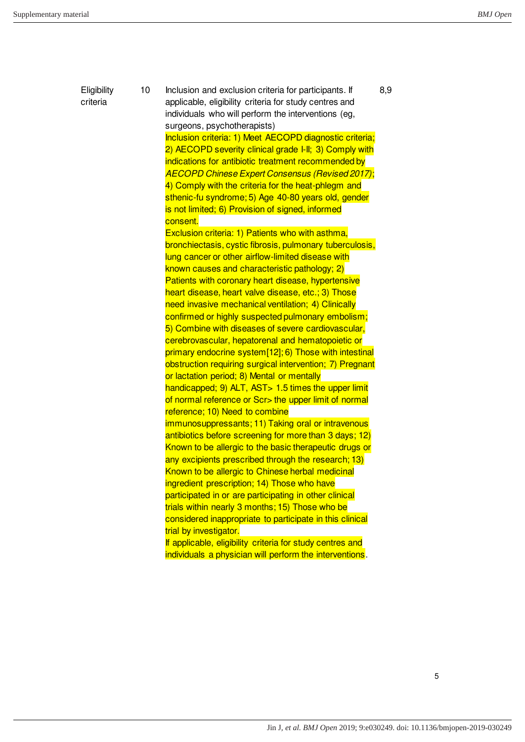| Eligibility criteria | 10 | Inclusion and exclusion criteria for participants. If applicable, eligibility criteria for study centres and individuals who will perform the interventions (eg, surgeons, psychotherapists)<br>Inclusion criteria: 1) Meet AECOPD diagnostic criteria; 2) AECOPD severity clinical grade I-II; 3) Comply with indications for antibiotic treatment recommended by *AECOPD Chinese Expert Consensus (Revised 2017)*; 4) Comply with the criteria for the heat-phlegm and sthenic-fu syndrome; 5) Age 40-80 years old, gender is not limited; 6) Provision of signed, informed consent.<br>Exclusion criteria: 1) Patients who with asthma, bronchiectasis, cystic fibrosis, pulmonary tuberculosis, lung cancer or other airflow-limited disease with known causes and characteristic pathology; 2) Patients with coronary heart disease, hypertensive heart disease, heart valve disease, etc.; 3) Those need invasive mechanical ventilation; 4) Clinically confirmed or highly suspected pulmonary embolism; 5) Combine with diseases of severe cardiovascular, cerebrovascular, hepatorenal and hematopoietic or primary endocrine system[12]; 6) Those with intestinal obstruction requiring surgical intervention; 7) Pregnant or lactation period; 8) Mental or mentally handicapped; 9) ALT, AST> 1.5 times the upper limit of normal reference or Scr> the upper limit of normal reference; 10) Need to combine immunosuppressants; 11) Taking oral or intravenous antibiotics before screening for more than 3 days; 12) Known to be allergic to the basic therapeutic drugs or any excipients prescribed through the research; 13) Known to be allergic to Chinese herbal medicinal ingredient prescription; 14) Those who have participated in or are participating in other clinical trials within nearly 3 months; 15) Those who be considered inappropriate to participate in this clinical trial by investigator.<br>If applicable, eligibility criteria for study centres and individuals a physician will perform the interventions. | 8,9 |
|---|---|---|---|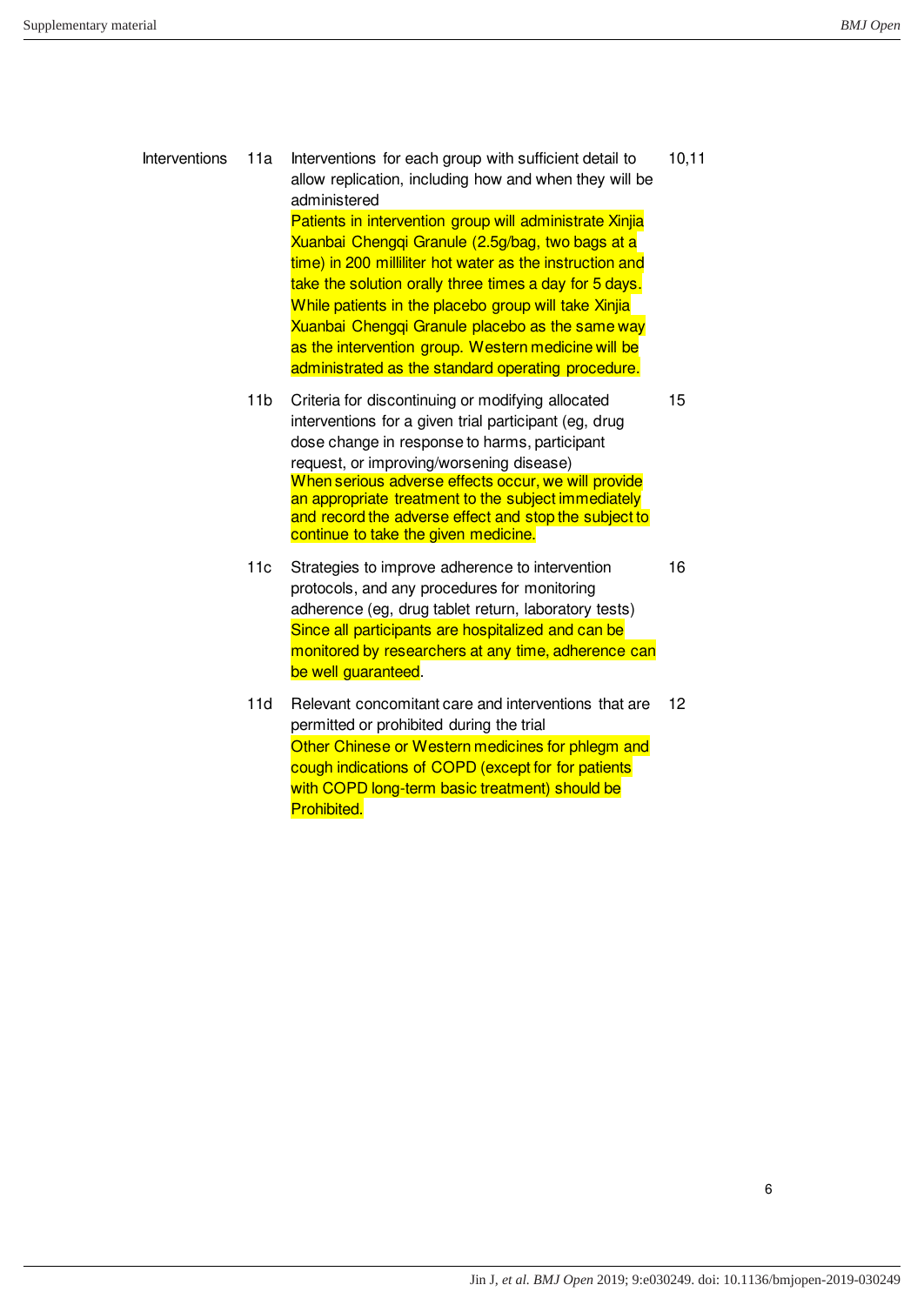| | | | |
|---|---|---|---|
| Interventions | 11a | Interventions for each group with sufficient detail to allow replication, including how and when they will be administered<br>Patients in intervention group will administrate Xinjia Xuanbai Chengqi Granule (2.5g/bag, two bags at a time) in 200 milliliter hot water as the instruction and take the solution orally three times a day for 5 days. While patients in the placebo group will take Xinjia Xuanbai Chengqi Granule placebo as the same way as the intervention group. Western medicine will be administrated as the standard operating procedure. | 10,11 |
| | 11b | Criteria for discontinuing or modifying allocated interventions for a given trial participant (eg, drug dose change in response to harms, participant request, or improving/worsening disease)<br>When serious adverse effects occur, we will provide an appropriate treatment to the subject immediately and record the adverse effect and stop the subject to continue to take the given medicine. | 15 |
| | 11c | Strategies to improve adherence to intervention protocols, and any procedures for monitoring adherence (eg, drug tablet return, laboratory tests)<br>Since all participants are hospitalized and can be monitored by researchers at any time, adherence can be well guaranteed. | 16 |
| | 11d | Relevant concomitant care and interventions that are permitted or prohibited during the trial<br>Other Chinese or Western medicines for phlegm and cough indications of COPD (except for for patients with COPD long-term basic treatment) should be Prohibited. | 12 |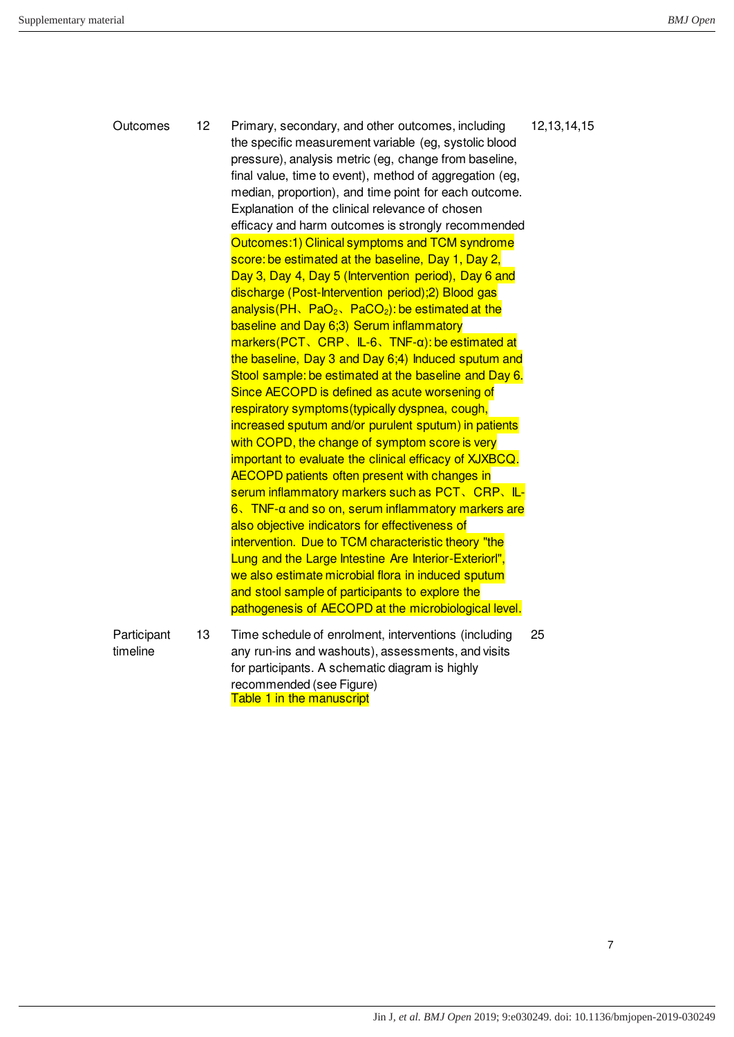| | | | |
|---|---|---|---|
| Outcomes | 12 | Primary, secondary, and other outcomes, including the specific measurement variable (eg, systolic blood pressure), analysis metric (eg, change from baseline, final value, time to event), method of aggregation (eg, median, proportion), and time point for each outcome. Explanation of the clinical relevance of chosen efficacy and harm outcomes is strongly recommended Outcomes:1) Clinical symptoms and TCM syndrome score: be estimated at the baseline, Day 1, Day 2, Day 3, Day 4, Day 5 (Intervention period), Day 6 and discharge (Post-Intervention period);2) Blood gas analysis(PH、$PaO_2$、$PaCO_2$): be estimated at the baseline and Day 6;3) Serum inflammatory markers(PCT、CRP、IL-6、TNF-α): be estimated at the baseline, Day 3 and Day 6;4) Induced sputum and Stool sample: be estimated at the baseline and Day 6. Since AECOPD is defined as acute worsening of respiratory symptoms(typically dyspnea, cough, increased sputum and/or purulent sputum) in patients with COPD, the change of symptom score is very important to evaluate the clinical efficacy of XJXBCQ. AECOPD patients often present with changes in serum inflammatory markers such as PCT、CRP、IL-6、TNF-α and so on, serum inflammatory markers are also objective indicators for effectiveness of intervention. Due to TCM characteristic theory "the Lung and the Large Intestine Are Interior-Exteriorl", we also estimate microbial flora in induced sputum and stool sample of participants to explore the pathogenesis of AECOPD at the microbiological level. | 12,13,14,15 |
| Participant timeline | 13 | Time schedule of enrolment, interventions (including any run-ins and washouts), assessments, and visits for participants. A schematic diagram is highly recommended (see Figure) Table 1 in the manuscript | 25 |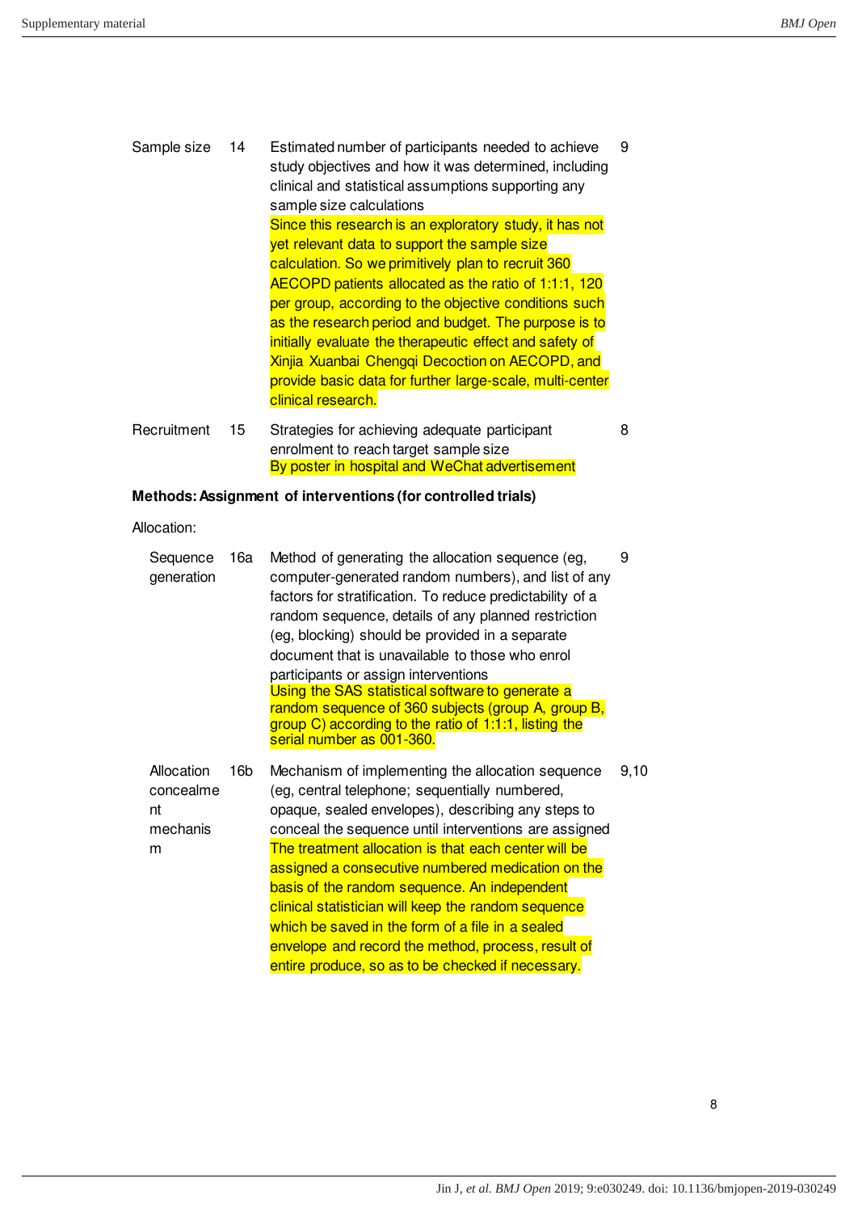| | | | |
|---|---|---|---|
| Sample size | 14 | Estimated number of participants needed to achieve study objectives and how it was determined, including clinical and statistical assumptions supporting any sample size calculations<br>Since this research is an exploratory study, it has not yet relevant data to support the sample size calculation. So we primitively plan to recruit 360 AECOPD patients allocated as the ratio of 1:1:1, 120 per group, according to the objective conditions such as the research period and budget. The purpose is to initially evaluate the therapeutic effect and safety of Xinjia Xuanbai Chengqi Decoction on AECOPD, and provide basic data for further large-scale, multi-center clinical research. | 9 |
| Recruitment | 15 | Strategies for achieving adequate participant enrolment to reach target sample size<br>By poster in hospital and WeChat advertisement | 8 |

**Methods: Assignment of interventions (for controlled trials)**

Allocation:

| | | | |
|---|---|---|---|
| Sequence generation | 16a | Method of generating the allocation sequence (eg, computer-generated random numbers), and list of any factors for stratification. To reduce predictability of a random sequence, details of any planned restriction (eg, blocking) should be provided in a separate document that is unavailable to those who enrol participants or assign interventions<br>Using the SAS statistical software to generate a random sequence of 360 subjects (group A, group B, group C) according to the ratio of 1:1:1, listing the serial number as 001-360. | 9 |
| Allocation concealment mechanism | 16b | Mechanism of implementing the allocation sequence (eg, central telephone; sequentially numbered, opaque, sealed envelopes), describing any steps to conceal the sequence until interventions are assigned<br>The treatment allocation is that each center will be assigned a consecutive numbered medication on the basis of the random sequence. An independent clinical statistician will keep the random sequence which be saved in the form of a file in a sealed envelope and record the method, process, result of entire produce, so as to be checked if necessary. | 9,10 |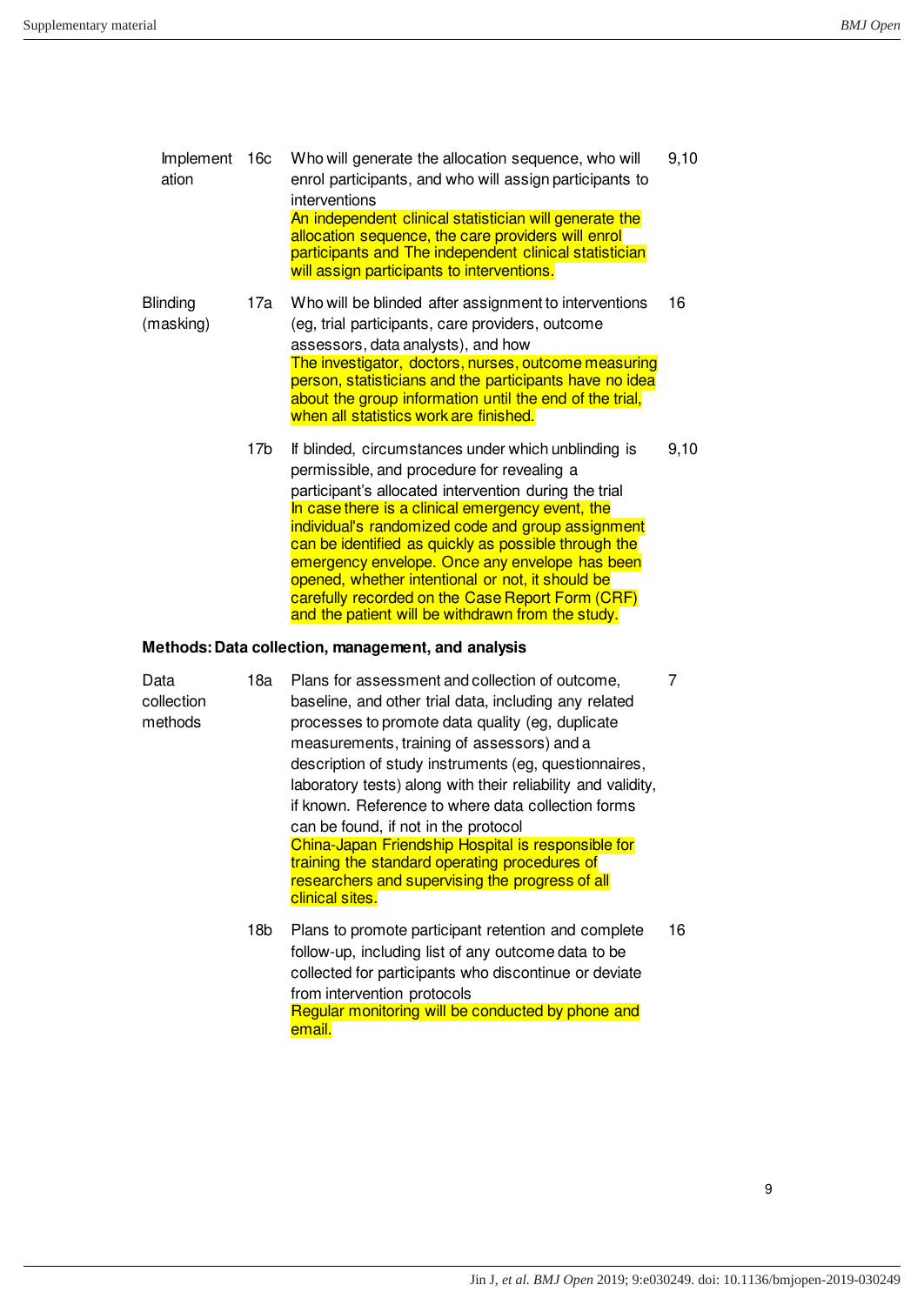| | | | |
|---|---|---|---|
| Implementation | 16c | Who will generate the allocation sequence, who will enrol participants, and who will assign participants to interventions<br>An independent clinical statistician will generate the allocation sequence, the care providers will enrol participants and The independent clinical statistician will assign participants to interventions. | 9,10 |
| Blinding (masking) | 17a | Who will be blinded after assignment to interventions (eg, trial participants, care providers, outcome assessors, data analysts), and how<br>The investigator, doctors, nurses, outcome measuring person, statisticians and the participants have no idea about the group information until the end of the trial, when all statistics work are finished. | 16 |
| | 17b | If blinded, circumstances under which unblinding is permissible, and procedure for revealing a participant's allocated intervention during the trial<br>In case there is a clinical emergency event, the individual's randomized code and group assignment can be identified as quickly as possible through the emergency envelope. Once any envelope has been opened, whether intentional or not, it should be carefully recorded on the Case Report Form (CRF) and the patient will be withdrawn from the study. | 9,10 |

**Methods: Data collection, management, and analysis**

| | | | |
|---|---|---|---|
| Data collection methods | 18a | Plans for assessment and collection of outcome, baseline, and other trial data, including any related processes to promote data quality (eg, duplicate measurements, training of assessors) and a description of study instruments (eg, questionnaires, laboratory tests) along with their reliability and validity, if known. Reference to where data collection forms can be found, if not in the protocol<br>China-Japan Friendship Hospital is responsible for training the standard operating procedures of researchers and supervising the progress of all clinical sites. | 7 |
| | 18b | Plans to promote participant retention and complete follow-up, including list of any outcome data to be collected for participants who discontinue or deviate from intervention protocols<br>Regular monitoring will be conducted by phone and email. | 16 |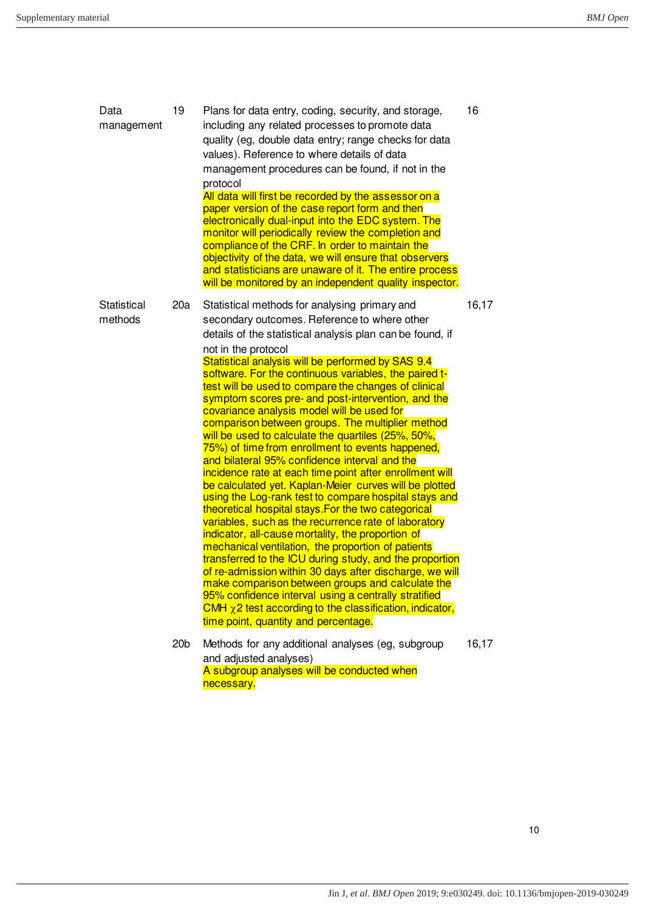| | | | |
|---|---|---|---|
| Data management | 19 | Plans for data entry, coding, security, and storage, including any related processes to promote data quality (eg, double data entry; range checks for data values). Reference to where details of data management procedures can be found, if not in the protocol<br>All data will first be recorded by the assessor on a paper version of the case report form and then electronically dual-input into the EDC system. The monitor will periodically review the completion and compliance of the CRF. In order to maintain the objectivity of the data, we will ensure that observers and statisticians are unaware of it. The entire process will be monitored by an independent quality inspector. | 16 |
| Statistical methods | 20a | Statistical methods for analysing primary and secondary outcomes. Reference to where other details of the statistical analysis plan can be found, if not in the protocol<br>Statistical analysis will be performed by SAS 9.4 software. For the continuous variables, the paired t-test will be used to compare the changes of clinical symptom scores pre- and post-intervention, and the covariance analysis model will be used for comparison between groups. The multiplier method will be used to calculate the quartiles (25%, 50%, 75%) of time from enrollment to events happened, and bilateral 95% confidence interval and the incidence rate at each time point after enrollment will be calculated yet. Kaplan-Meier curves will be plotted using the Log-rank test to compare hospital stays and theoretical hospital stays.For the two categorical variables, such as the recurrence rate of laboratory indicator, all-cause mortality, the proportion of mechanical ventilation, the proportion of patients transferred to the ICU during study, and the proportion of re-admission within 30 days after discharge, we will make comparison between groups and calculate the 95% confidence interval using a centrally stratified CMH $\chi 2$ test according to the classification, indicator, time point, quantity and percentage. | 16,17 |
| | 20b | Methods for any additional analyses (eg, subgroup and adjusted analyses)<br>A subgroup analyses will be conducted when necessary. | 16,17 |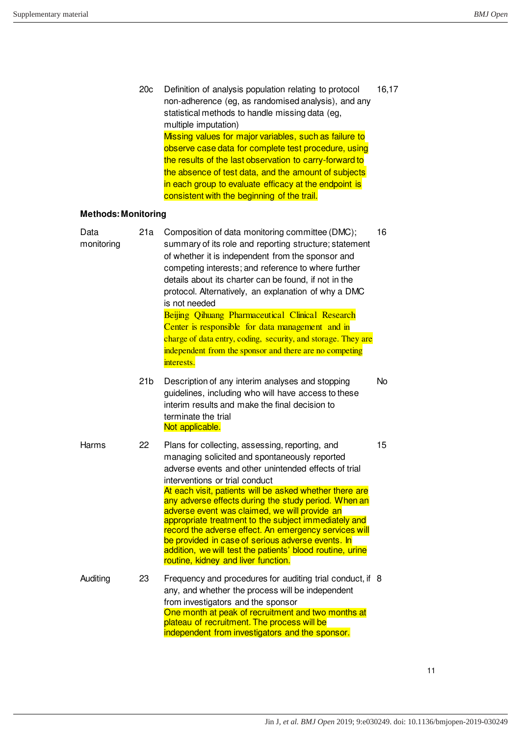| | | | |
|---|---|---|---|
| | 20c | Definition of analysis population relating to protocol non-adherence (eg, as randomised analysis), and any statistical methods to handle missing data (eg, multiple imputation)<br>Missing values for major variables, such as failure to observe case data for complete test procedure, using the results of the last observation to carry-forward to the absence of test data, and the amount of subjects in each group to evaluate efficacy at the endpoint is consistent with the beginning of the trail. | 16,17 |

**Methods: Monitoring**

| | | | |
|---|---|---|---|
| Data monitoring | 21a | Composition of data monitoring committee (DMC); summary of its role and reporting structure; statement of whether it is independent from the sponsor and competing interests; and reference to where further details about its charter can be found, if not in the protocol. Alternatively, an explanation of why a DMC is not needed<br>Beijing Qihuang Pharmaceutical Clinical Research Center is responsible for data management and in charge of data entry, coding, security, and storage. They are independent from the sponsor and there are no competing interests. | 16 |
| | 21b | Description of any interim analyses and stopping guidelines, including who will have access to these interim results and make the final decision to terminate the trial<br>Not applicable. | No |
| Harms | 22 | Plans for collecting, assessing, reporting, and managing solicited and spontaneously reported adverse events and other unintended effects of trial interventions or trial conduct<br>At each visit, patients will be asked whether there are any adverse effects during the study period. When an adverse event was claimed, we will provide an appropriate treatment to the subject immediately and record the adverse effect. An emergency services will be provided in case of serious adverse events. In addition, we will test the patients' blood routine, urine routine, kidney and liver function. | 15 |
| Auditing | 23 | Frequency and procedures for auditing trial conduct, if any, and whether the process will be independent from investigators and the sponsor<br>One month at peak of recruitment and two months at plateau of recruitment. The process will be independent from investigators and the sponsor. | 8 |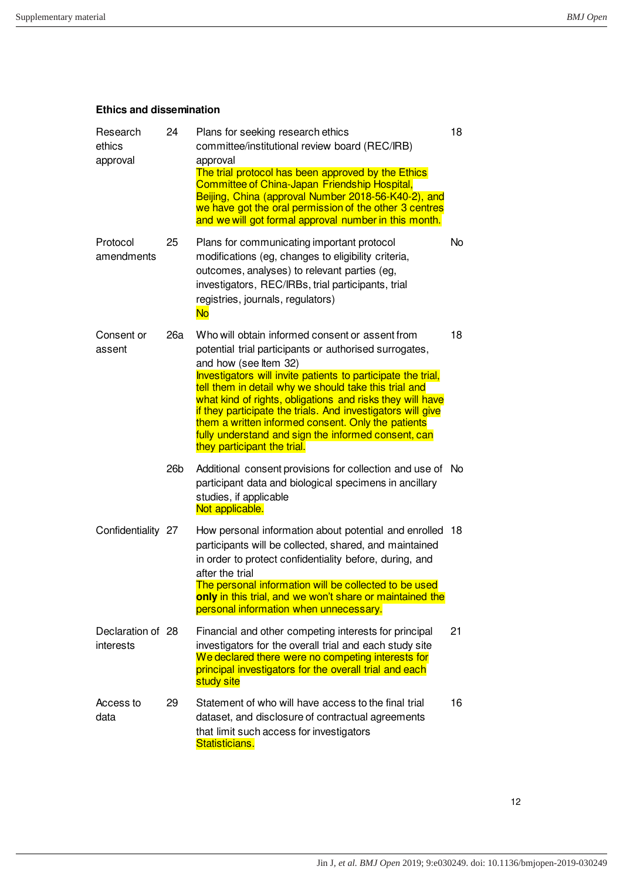**Ethics and dissemination**

| | | | |
|---|---|---|---|
| Research ethics approval | 24 | Plans for seeking research ethics committee/institutional review board (REC/IRB) approval<br>The trial protocol has been approved by the Ethics Committee of China-Japan Friendship Hospital, Beijing, China (approval Number 2018-56-K40-2), and we have got the oral permission of the other 3 centres and we will got formal approval number in this month. | 18 |
| Protocol amendments | 25 | Plans for communicating important protocol modifications (eg, changes to eligibility criteria, outcomes, analyses) to relevant parties (eg, investigators, REC/IRBs, trial participants, trial registries, journals, regulators)<br>No | No |
| Consent or assent | 26a | Who will obtain informed consent or assent from potential trial participants or authorised surrogates, and how (see Item 32)<br>Investigators will invite patients to participate the trial, tell them in detail why we should take this trial and what kind of rights, obligations and risks they will have if they participate the trials. And investigators will give them a written informed consent. Only the patients fully understand and sign the informed consent, can they participant the trial. | 18 |
| | 26b | Additional consent provisions for collection and use of participant data and biological specimens in ancillary studies, if applicable<br>Not applicable. | No |
| Confidentiality | 27 | How personal information about potential and enrolled participants will be collected, shared, and maintained in order to protect confidentiality before, during, and after the trial<br>The personal information will be collected to be used **only** in this trial, and we won't share or maintained the personal information when unnecessary. | 18 |
| Declaration of interests | 28 | Financial and other competing interests for principal investigators for the overall trial and each study site<br>We declared there were no competing interests for principal investigators for the overall trial and each study site | 21 |
| Access to data | 29 | Statement of who will have access to the final trial dataset, and disclosure of contractual agreements that limit such access for investigators<br>Statisticians. | 16 |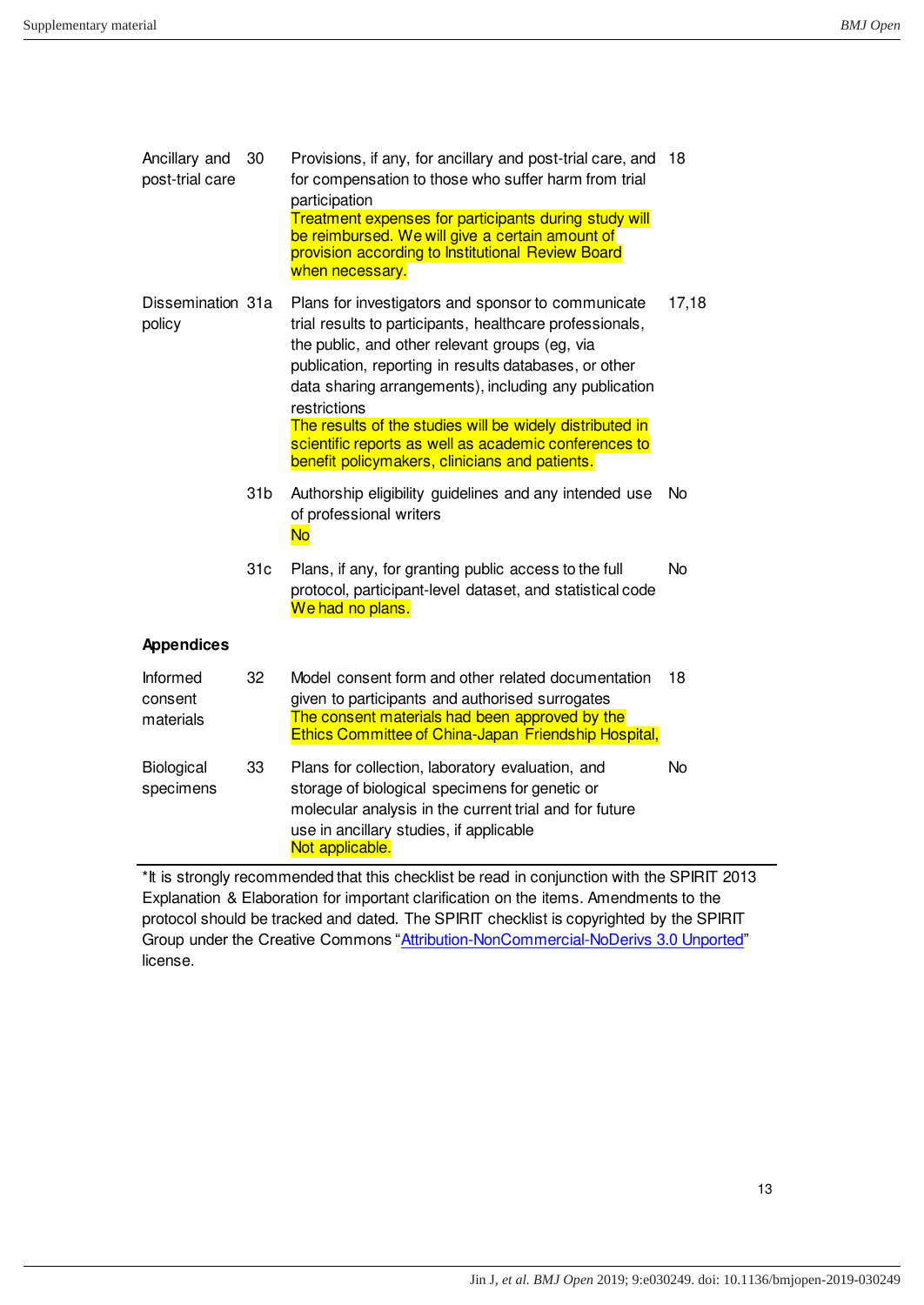| | | | |
|---|---|---|---|
| Ancillary and post-trial care | 30 | Provisions, if any, for ancillary and post-trial care, and for compensation to those who suffer harm from trial participation<br>Treatment expenses for participants during study will be reimbursed. We will give a certain amount of provision according to Institutional Review Board when necessary. | 18 |
| Dissemination policy | 31a | Plans for investigators and sponsor to communicate trial results to participants, healthcare professionals, the public, and other relevant groups (eg, via publication, reporting in results databases, or other data sharing arrangements), including any publication restrictions<br>The results of the studies will be widely distributed in scientific reports as well as academic conferences to benefit policymakers, clinicians and patients. | 17,18 |
| | 31b | Authorship eligibility guidelines and any intended use of professional writers<br>No | No |
| | 31c | Plans, if any, for granting public access to the full protocol, participant-level dataset, and statistical code<br>We had no plans. | No |
| **Appendices** | | | |
| Informed consent materials | 32 | Model consent form and other related documentation given to participants and authorised surrogates<br>The consent materials had been approved by the Ethics Committee of China-Japan Friendship Hospital, | 18 |
| Biological specimens | 33 | Plans for collection, laboratory evaluation, and storage of biological specimens for genetic or molecular analysis in the current trial and for future use in ancillary studies, if applicable<br>Not applicable. | No |

*It is strongly recommended that this checklist be read in conjunction with the SPIRIT 2013 Explanation & Elaboration for important clarification on the items. Amendments to the protocol should be tracked and dated. The SPIRIT checklist is copyrighted by the SPIRIT Group under the Creative Commons "Attribution-NonCommercial-NoDerivs 3.0 Unported" license.